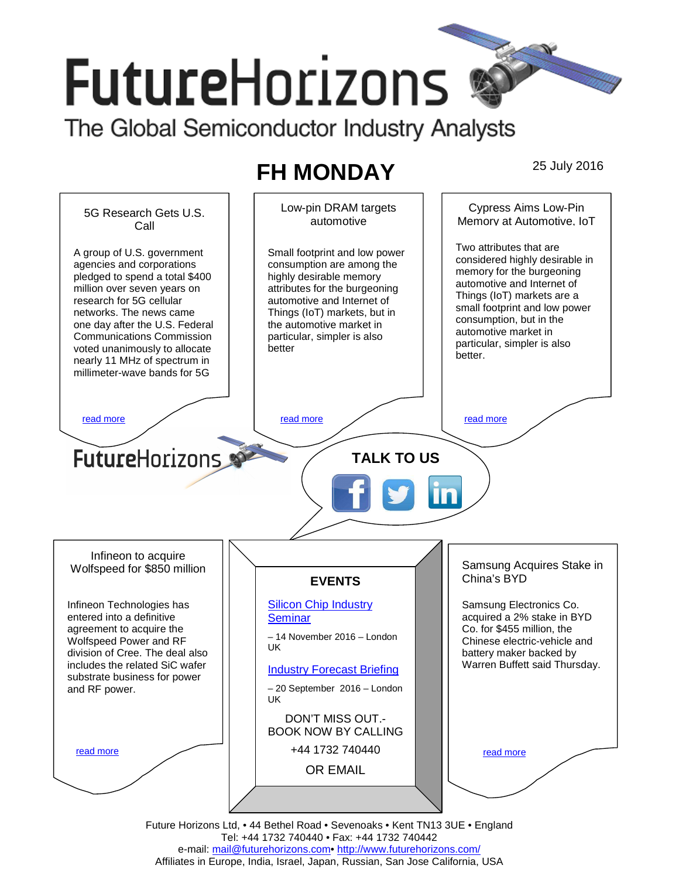# FutureHorizons

The Global Semiconductor Industry Analysts

## FH MONDAY

25 July 2016

### 5G Research Gets U.S. Call

A group of U.S. government agencies and corporations pledged to spend a total $400 million over seven years on research for 5G cellular networks. The news came one day after the U.S. Federal Communications Commission voted unanimously to allocate nearly 11 MHz of spectrum in millimeter-wave bands for 5G

read more

### Low-pin DRAM targets automotive

Small footprint and low power consumption are among the highly desirable memory attributes for the burgeoning automotive and Internet of Things (IoT) markets, but in the automotive market in particular, simpler is also better

read more

### Cypress Aims Low-Pin Memory at Automotive, IoT

Two attributes that are considered highly desirable in memory for the burgeoning automotive and Internet of Things (IoT) markets are a small footprint and low power consumption, but in the automotive market in particular, simpler is also better.

read more

FutureHorizons

**TALK TO US**

### Infineon to acquire Wolfspeed for $850 million

Infineon Technologies has entered into a definitive agreement to acquire the Wolfspeed Power and RF division of Cree. The deal also includes the related SiC wafer substrate business for power and RF power.

read more

### EVENTS

[Silicon Chip Industry Seminar](#)

– 14 November 2016 – London UK

[Industry Forecast Briefing](#)

– 20 September 2016 – London UK

DON'T MISS OUT.- BOOK NOW BY CALLING

+44 1732 740440

OR EMAIL

### Samsung Acquires Stake in China's BYD

Samsung Electronics Co. acquired a 2% stake in BYD Co. for $455 million, the Chinese electric-vehicle and battery maker backed by Warren Buffett said Thursday.

read more

Future Horizons Ltd, • 44 Bethel Road • Sevenoaks • Kent TN13 3UE • England
Tel: +44 1732 740440 • Fax: +44 1732 740442
e-mail: mail@futurehorizons.com• http://www.futurehorizons.com/
Affiliates in Europe, India, Israel, Japan, Russian, San Jose California, USA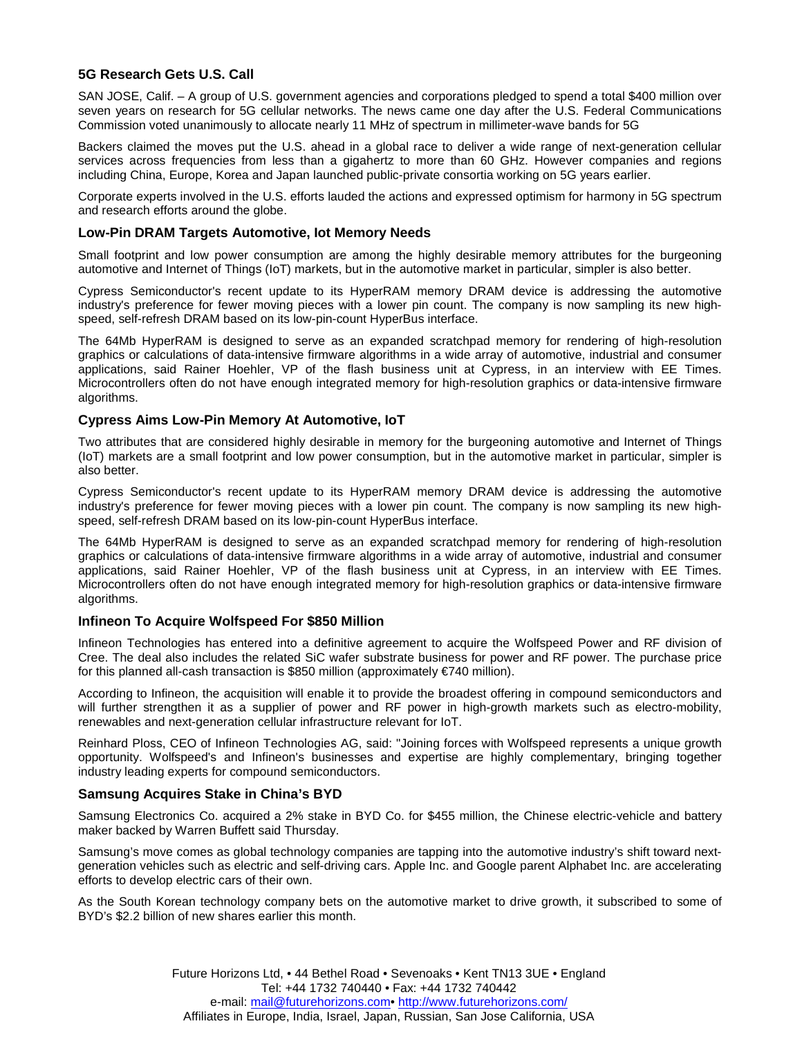### 5G Research Gets U.S. Call

SAN JOSE, Calif. – A group of U.S. government agencies and corporations pledged to spend a total $400 million over seven years on research for 5G cellular networks. The news came one day after the U.S. Federal Communications Commission voted unanimously to allocate nearly 11 MHz of spectrum in millimeter-wave bands for 5G

Backers claimed the moves put the U.S. ahead in a global race to deliver a wide range of next-generation cellular services across frequencies from less than a gigahertz to more than 60 GHz. However companies and regions including China, Europe, Korea and Japan launched public-private consortia working on 5G years earlier.

Corporate experts involved in the U.S. efforts lauded the actions and expressed optimism for harmony in 5G spectrum and research efforts around the globe.

### Low-Pin DRAM Targets Automotive, Iot Memory Needs

Small footprint and low power consumption are among the highly desirable memory attributes for the burgeoning automotive and Internet of Things (IoT) markets, but in the automotive market in particular, simpler is also better.

Cypress Semiconductor's recent update to its HyperRAM memory DRAM device is addressing the automotive industry's preference for fewer moving pieces with a lower pin count. The company is now sampling its new high-speed, self-refresh DRAM based on its low-pin-count HyperBus interface.

The 64Mb HyperRAM is designed to serve as an expanded scratchpad memory for rendering of high-resolution graphics or calculations of data-intensive firmware algorithms in a wide array of automotive, industrial and consumer applications, said Rainer Hoehler, VP of the flash business unit at Cypress, in an interview with EE Times. Microcontrollers often do not have enough integrated memory for high-resolution graphics or data-intensive firmware algorithms.

### Cypress Aims Low-Pin Memory At Automotive, IoT

Two attributes that are considered highly desirable in memory for the burgeoning automotive and Internet of Things (IoT) markets are a small footprint and low power consumption, but in the automotive market in particular, simpler is also better.

Cypress Semiconductor's recent update to its HyperRAM memory DRAM device is addressing the automotive industry's preference for fewer moving pieces with a lower pin count. The company is now sampling its new high-speed, self-refresh DRAM based on its low-pin-count HyperBus interface.

The 64Mb HyperRAM is designed to serve as an expanded scratchpad memory for rendering of high-resolution graphics or calculations of data-intensive firmware algorithms in a wide array of automotive, industrial and consumer applications, said Rainer Hoehler, VP of the flash business unit at Cypress, in an interview with EE Times. Microcontrollers often do not have enough integrated memory for high-resolution graphics or data-intensive firmware algorithms.

### Infineon To Acquire Wolfspeed For $850 Million

Infineon Technologies has entered into a definitive agreement to acquire the Wolfspeed Power and RF division of Cree. The deal also includes the related SiC wafer substrate business for power and RF power. The purchase price for this planned all-cash transaction is $850 million (approximately €740 million).

According to Infineon, the acquisition will enable it to provide the broadest offering in compound semiconductors and will further strengthen it as a supplier of power and RF power in high-growth markets such as electro-mobility, renewables and next-generation cellular infrastructure relevant for IoT.

Reinhard Ploss, CEO of Infineon Technologies AG, said: "Joining forces with Wolfspeed represents a unique growth opportunity. Wolfspeed's and Infineon's businesses and expertise are highly complementary, bringing together industry leading experts for compound semiconductors.

### Samsung Acquires Stake in China's BYD

Samsung Electronics Co. acquired a 2% stake in BYD Co. for $455 million, the Chinese electric-vehicle and battery maker backed by Warren Buffett said Thursday.

Samsung's move comes as global technology companies are tapping into the automotive industry's shift toward next-generation vehicles such as electric and self-driving cars. Apple Inc. and Google parent Alphabet Inc. are accelerating efforts to develop electric cars of their own.

As the South Korean technology company bets on the automotive market to drive growth, it subscribed to some of BYD's $2.2 billion of new shares earlier this month.

Future Horizons Ltd, • 44 Bethel Road • Sevenoaks • Kent TN13 3UE • England
Tel: +44 1732 740440 • Fax: +44 1732 740442
e-mail: mail@futurehorizons.com• http://www.futurehorizons.com/
Affiliates in Europe, India, Israel, Japan, Russian, San Jose California, USA